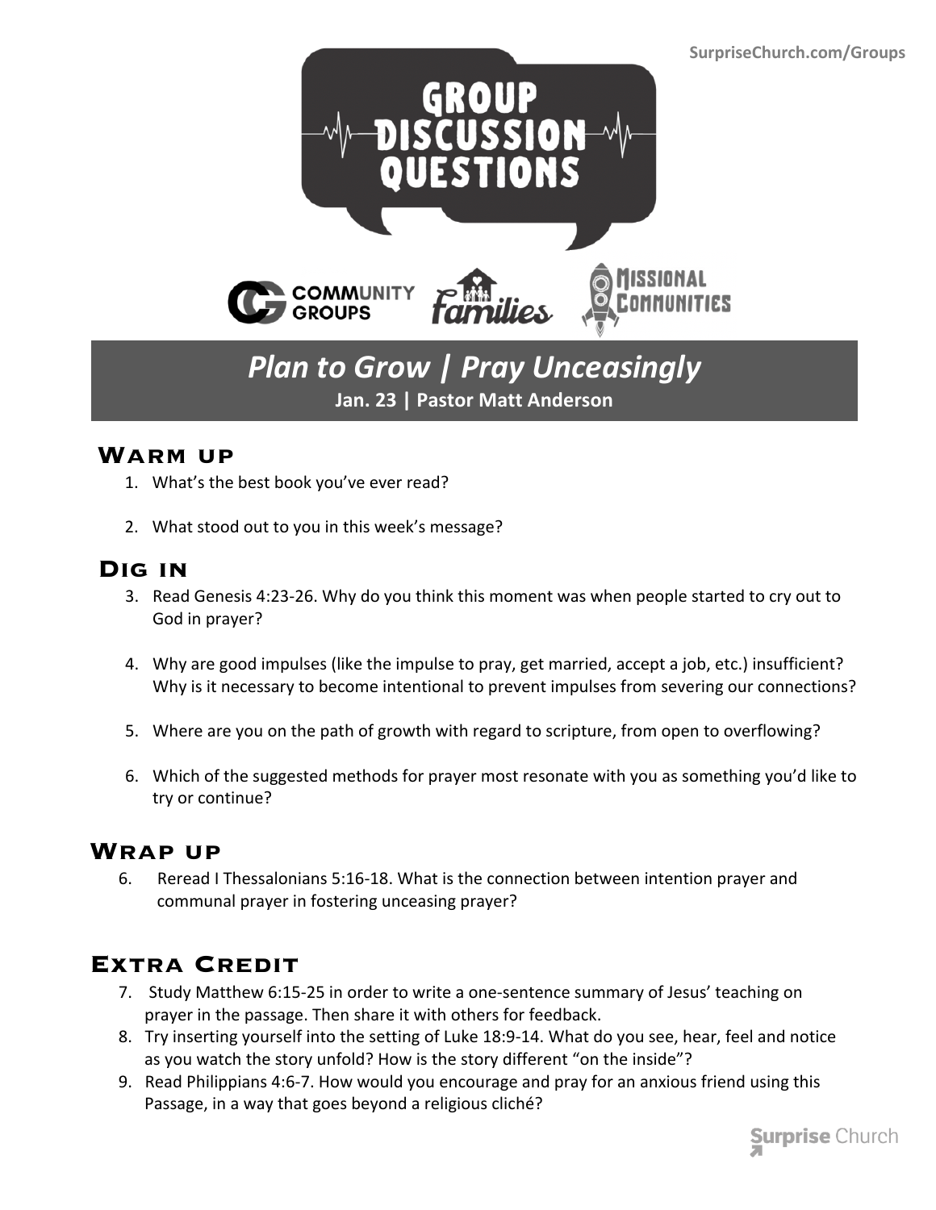SurpriseChurch.com/Groups

# GROUP DISCUSSION QUESTIONS

COMMUNITY GROUPS · Families · MISSIONAL COMMUNITIES

## *Plan to Grow | Pray Unceasingly*

**Jan. 23 | Pastor Matt Anderson**

### Warm up

1. What's the best book you've ever read?
2. What stood out to you in this week's message?

### Dig in

3. Read Genesis 4:23-26. Why do you think this moment was when people started to cry out to God in prayer?
4. Why are good impulses (like the impulse to pray, get married, accept a job, etc.) insufficient? Why is it necessary to become intentional to prevent impulses from severing our connections?
5. Where are you on the path of growth with regard to scripture, from open to overflowing?
6. Which of the suggested methods for prayer most resonate with you as something you'd like to try or continue?

### Wrap up

6. Reread I Thessalonians 5:16-18. What is the connection between intention prayer and communal prayer in fostering unceasing prayer?

### Extra Credit

7. Study Matthew 6:15-25 in order to write a one-sentence summary of Jesus' teaching on prayer in the passage. Then share it with others for feedback.
8. Try inserting yourself into the setting of Luke 18:9-14. What do you see, hear, feel and notice as you watch the story unfold? How is the story different "on the inside"?
9. Read Philippians 4:6-7. How would you encourage and pray for an anxious friend using this Passage, in a way that goes beyond a religious cliché?

Surprise Church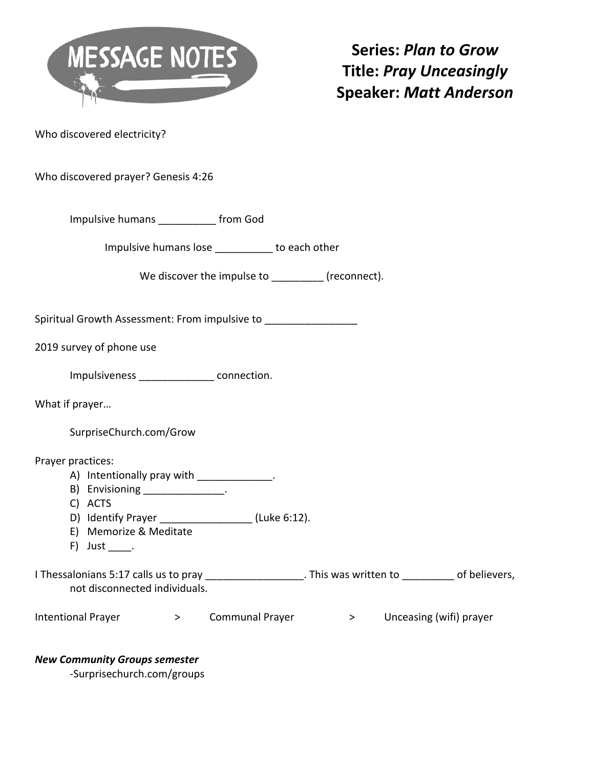MESSAGE NOTES

**Series:** ***Plan to Grow***
**Title:** ***Pray Unceasingly***
**Speaker:** ***Matt Anderson***

Who discovered electricity?

Who discovered prayer? Genesis 4:26

Impulsive humans __________ from God

Impulsive humans lose __________ to each other

We discover the impulse to _________ (reconnect).

Spiritual Growth Assessment: From impulsive to ________________

2019 survey of phone use

Impulsiveness _____________ connection.

What if prayer…

SurpriseChurch.com/Grow

Prayer practices:

A) Intentionally pray with _____________.
B) Envisioning ______________.
C) ACTS
D) Identify Prayer ________________ (Luke 6:12).
E) Memorize & Meditate
F) Just ____.

I Thessalonians 5:17 calls us to pray _________________. This was written to _________ of believers, not disconnected individuals.

Intentional Prayer > Communal Prayer > Unceasing (wifi) prayer

***New Community Groups semester***

-Surprisechurch.com/groups